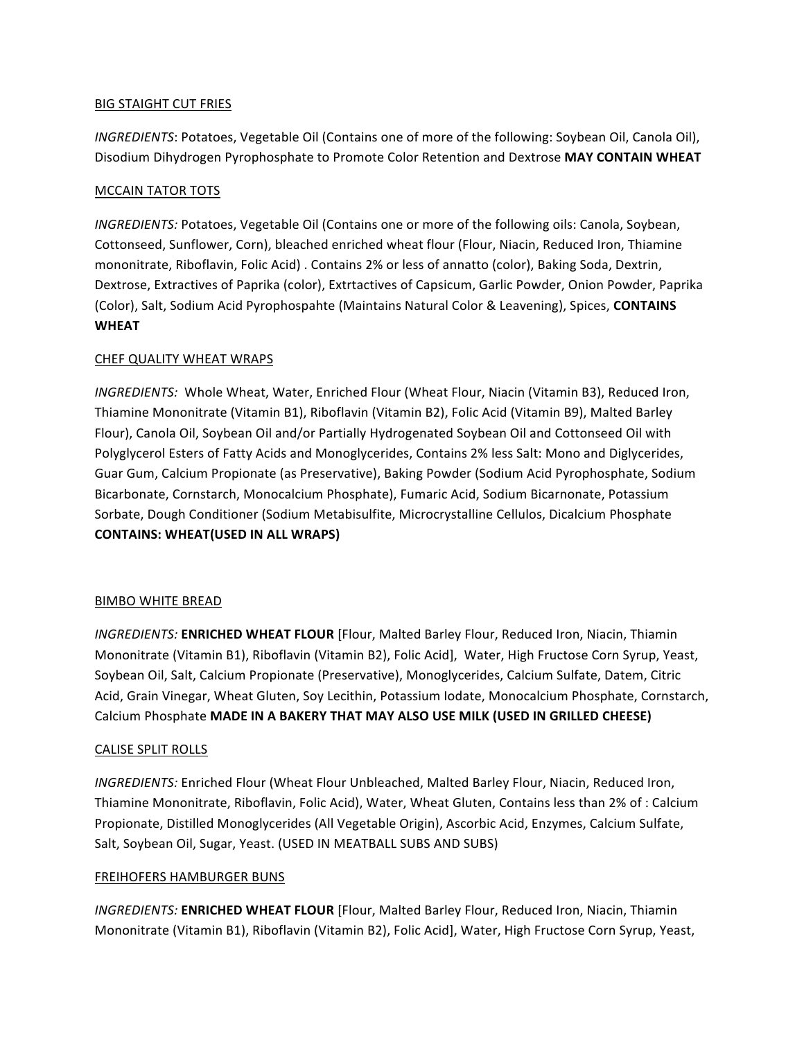<u>BIG STAIGHT CUT FRIES</u>

*INGREDIENTS*: Potatoes, Vegetable Oil (Contains one of more of the following: Soybean Oil, Canola Oil), Disodium Dihydrogen Pyrophosphate to Promote Color Retention and Dextrose **MAY CONTAIN WHEAT**

<u>MCCAIN TATOR TOTS</u>

*INGREDIENTS:* Potatoes, Vegetable Oil (Contains one or more of the following oils: Canola, Soybean, Cottonseed, Sunflower, Corn), bleached enriched wheat flour (Flour, Niacin, Reduced Iron, Thiamine mononitrate, Riboflavin, Folic Acid) . Contains 2% or less of annatto (color), Baking Soda, Dextrin, Dextrose, Extractives of Paprika (color), Extrtactives of Capsicum, Garlic Powder, Onion Powder, Paprika (Color), Salt, Sodium Acid Pyrophospahte (Maintains Natural Color & Leavening), Spices, **CONTAINS WHEAT**

<u>CHEF QUALITY WHEAT WRAPS</u>

*INGREDIENTS:* Whole Wheat, Water, Enriched Flour (Wheat Flour, Niacin (Vitamin B3), Reduced Iron, Thiamine Mononitrate (Vitamin B1), Riboflavin (Vitamin B2), Folic Acid (Vitamin B9), Malted Barley Flour), Canola Oil, Soybean Oil and/or Partially Hydrogenated Soybean Oil and Cottonseed Oil with Polyglycerol Esters of Fatty Acids and Monoglycerides, Contains 2% less Salt: Mono and Diglycerides, Guar Gum, Calcium Propionate (as Preservative), Baking Powder (Sodium Acid Pyrophosphate, Sodium Bicarbonate, Cornstarch, Monocalcium Phosphate), Fumaric Acid, Sodium Bicarnonate, Potassium Sorbate, Dough Conditioner (Sodium Metabisulfite, Microcrystalline Cellulos, Dicalcium Phosphate **CONTAINS: WHEAT(USED IN ALL WRAPS)**

<u>BIMBO WHITE BREAD</u>

*INGREDIENTS:* **ENRICHED WHEAT FLOUR** [Flour, Malted Barley Flour, Reduced Iron, Niacin, Thiamin Mononitrate (Vitamin B1), Riboflavin (Vitamin B2), Folic Acid], Water, High Fructose Corn Syrup, Yeast, Soybean Oil, Salt, Calcium Propionate (Preservative), Monoglycerides, Calcium Sulfate, Datem, Citric Acid, Grain Vinegar, Wheat Gluten, Soy Lecithin, Potassium Iodate, Monocalcium Phosphate, Cornstarch, Calcium Phosphate **MADE IN A BAKERY THAT MAY ALSO USE MILK (USED IN GRILLED CHEESE)**

<u>CALISE SPLIT ROLLS</u>

*INGREDIENTS:* Enriched Flour (Wheat Flour Unbleached, Malted Barley Flour, Niacin, Reduced Iron, Thiamine Mononitrate, Riboflavin, Folic Acid), Water, Wheat Gluten, Contains less than 2% of : Calcium Propionate, Distilled Monoglycerides (All Vegetable Origin), Ascorbic Acid, Enzymes, Calcium Sulfate, Salt, Soybean Oil, Sugar, Yeast. (USED IN MEATBALL SUBS AND SUBS)

<u>FREIHOFERS HAMBURGER BUNS</u>

*INGREDIENTS:* **ENRICHED WHEAT FLOUR** [Flour, Malted Barley Flour, Reduced Iron, Niacin, Thiamin Mononitrate (Vitamin B1), Riboflavin (Vitamin B2), Folic Acid], Water, High Fructose Corn Syrup, Yeast,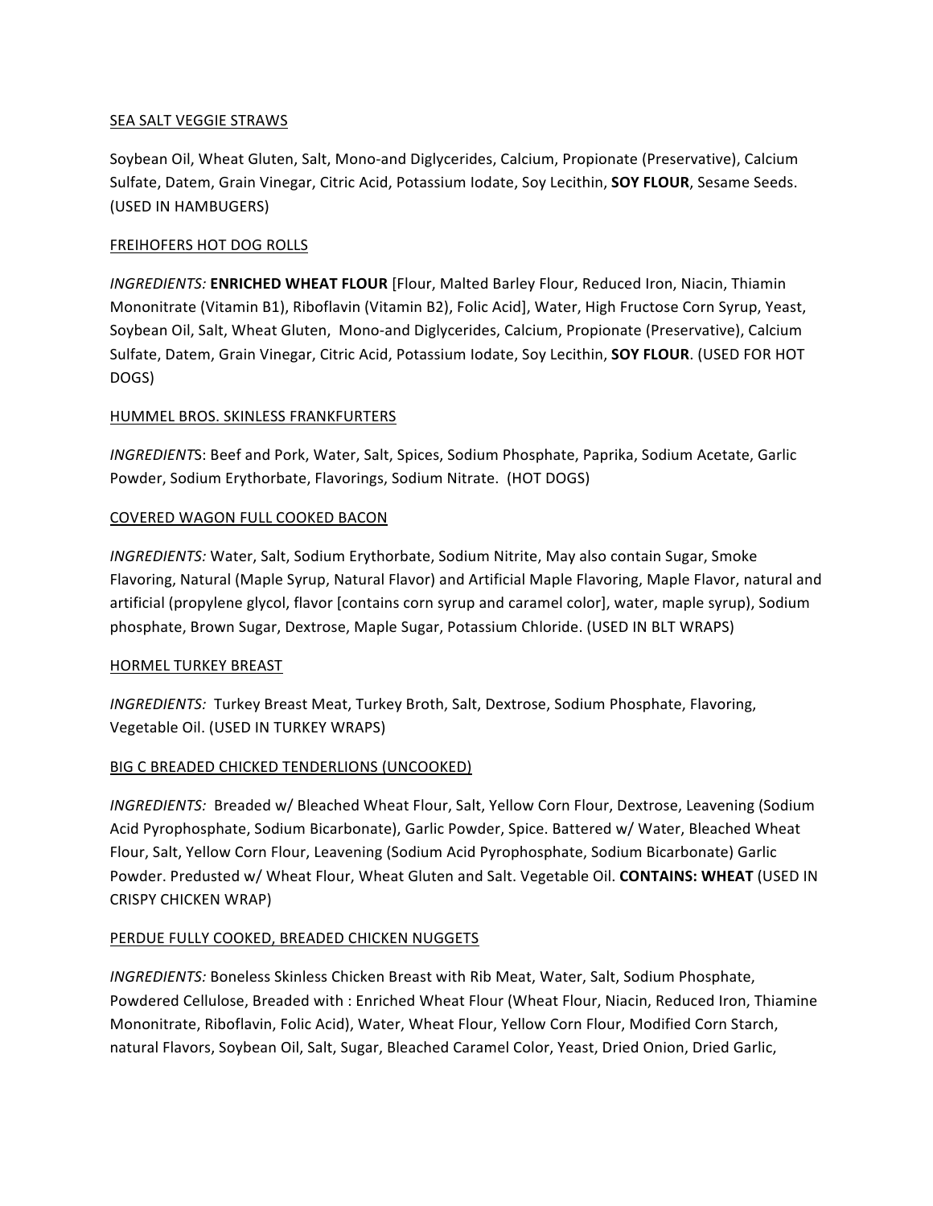SEA SALT VEGGIE STRAWS

Soybean Oil, Wheat Gluten, Salt, Mono-and Diglycerides, Calcium, Propionate (Preservative), Calcium Sulfate, Datem, Grain Vinegar, Citric Acid, Potassium Iodate, Soy Lecithin, **SOY FLOUR**, Sesame Seeds. (USED IN HAMBUGERS)

FREIHOFERS HOT DOG ROLLS

*INGREDIENTS:* **ENRICHED WHEAT FLOUR** [Flour, Malted Barley Flour, Reduced Iron, Niacin, Thiamin Mononitrate (Vitamin B1), Riboflavin (Vitamin B2), Folic Acid], Water, High Fructose Corn Syrup, Yeast, Soybean Oil, Salt, Wheat Gluten, Mono-and Diglycerides, Calcium, Propionate (Preservative), Calcium Sulfate, Datem, Grain Vinegar, Citric Acid, Potassium Iodate, Soy Lecithin, **SOY FLOUR**. (USED FOR HOT DOGS)

HUMMEL BROS. SKINLESS FRANKFURTERS

*INGREDIENT*S: Beef and Pork, Water, Salt, Spices, Sodium Phosphate, Paprika, Sodium Acetate, Garlic Powder, Sodium Erythorbate, Flavorings, Sodium Nitrate. (HOT DOGS)

COVERED WAGON FULL COOKED BACON

*INGREDIENTS:* Water, Salt, Sodium Erythorbate, Sodium Nitrite, May also contain Sugar, Smoke Flavoring, Natural (Maple Syrup, Natural Flavor) and Artificial Maple Flavoring, Maple Flavor, natural and artificial (propylene glycol, flavor [contains corn syrup and caramel color], water, maple syrup), Sodium phosphate, Brown Sugar, Dextrose, Maple Sugar, Potassium Chloride. (USED IN BLT WRAPS)

HORMEL TURKEY BREAST

*INGREDIENTS:* Turkey Breast Meat, Turkey Broth, Salt, Dextrose, Sodium Phosphate, Flavoring, Vegetable Oil. (USED IN TURKEY WRAPS)

BIG C BREADED CHICKED TENDERLIONS (UNCOOKED)

*INGREDIENTS:* Breaded w/ Bleached Wheat Flour, Salt, Yellow Corn Flour, Dextrose, Leavening (Sodium Acid Pyrophosphate, Sodium Bicarbonate), Garlic Powder, Spice. Battered w/ Water, Bleached Wheat Flour, Salt, Yellow Corn Flour, Leavening (Sodium Acid Pyrophosphate, Sodium Bicarbonate) Garlic Powder. Predusted w/ Wheat Flour, Wheat Gluten and Salt. Vegetable Oil. **CONTAINS: WHEAT** (USED IN CRISPY CHICKEN WRAP)

PERDUE FULLY COOKED, BREADED CHICKEN NUGGETS

*INGREDIENTS:* Boneless Skinless Chicken Breast with Rib Meat, Water, Salt, Sodium Phosphate, Powdered Cellulose, Breaded with : Enriched Wheat Flour (Wheat Flour, Niacin, Reduced Iron, Thiamine Mononitrate, Riboflavin, Folic Acid), Water, Wheat Flour, Yellow Corn Flour, Modified Corn Starch, natural Flavors, Soybean Oil, Salt, Sugar, Bleached Caramel Color, Yeast, Dried Onion, Dried Garlic,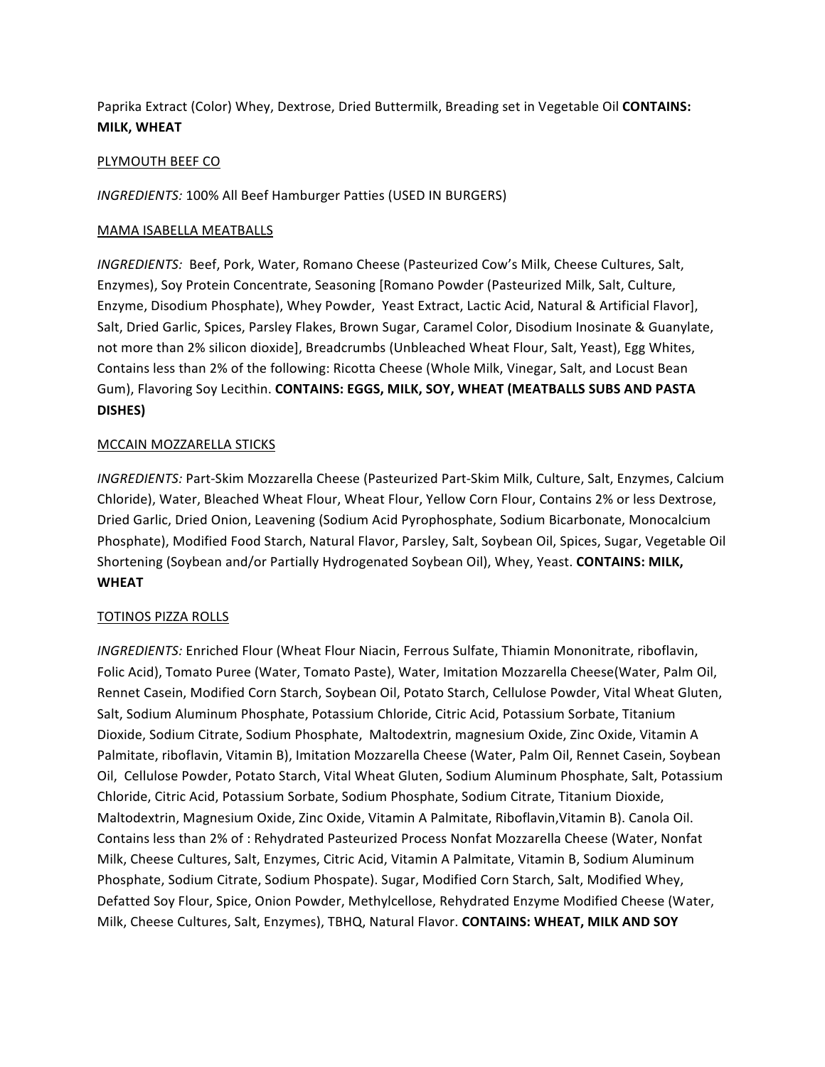Paprika Extract (Color) Whey, Dextrose, Dried Buttermilk, Breading set in Vegetable Oil **CONTAINS: MILK, WHEAT**

<u>PLYMOUTH BEEF CO</u>

*INGREDIENTS:* 100% All Beef Hamburger Patties (USED IN BURGERS)

<u>MAMA ISABELLA MEATBALLS</u>

*INGREDIENTS:* Beef, Pork, Water, Romano Cheese (Pasteurized Cow's Milk, Cheese Cultures, Salt, Enzymes), Soy Protein Concentrate, Seasoning [Romano Powder (Pasteurized Milk, Salt, Culture, Enzyme, Disodium Phosphate), Whey Powder, Yeast Extract, Lactic Acid, Natural & Artificial Flavor], Salt, Dried Garlic, Spices, Parsley Flakes, Brown Sugar, Caramel Color, Disodium Inosinate & Guanylate, not more than 2% silicon dioxide], Breadcrumbs (Unbleached Wheat Flour, Salt, Yeast), Egg Whites, Contains less than 2% of the following: Ricotta Cheese (Whole Milk, Vinegar, Salt, and Locust Bean Gum), Flavoring Soy Lecithin. **CONTAINS: EGGS, MILK, SOY, WHEAT (MEATBALLS SUBS AND PASTA DISHES)**

<u>MCCAIN MOZZARELLA STICKS</u>

*INGREDIENTS:* Part-Skim Mozzarella Cheese (Pasteurized Part-Skim Milk, Culture, Salt, Enzymes, Calcium Chloride), Water, Bleached Wheat Flour, Wheat Flour, Yellow Corn Flour, Contains 2% or less Dextrose, Dried Garlic, Dried Onion, Leavening (Sodium Acid Pyrophosphate, Sodium Bicarbonate, Monocalcium Phosphate), Modified Food Starch, Natural Flavor, Parsley, Salt, Soybean Oil, Spices, Sugar, Vegetable Oil Shortening (Soybean and/or Partially Hydrogenated Soybean Oil), Whey, Yeast. **CONTAINS: MILK, WHEAT**

<u>TOTINOS PIZZA ROLLS</u>

*INGREDIENTS:* Enriched Flour (Wheat Flour Niacin, Ferrous Sulfate, Thiamin Mononitrate, riboflavin, Folic Acid), Tomato Puree (Water, Tomato Paste), Water, Imitation Mozzarella Cheese(Water, Palm Oil, Rennet Casein, Modified Corn Starch, Soybean Oil, Potato Starch, Cellulose Powder, Vital Wheat Gluten, Salt, Sodium Aluminum Phosphate, Potassium Chloride, Citric Acid, Potassium Sorbate, Titanium Dioxide, Sodium Citrate, Sodium Phosphate, Maltodextrin, magnesium Oxide, Zinc Oxide, Vitamin A Palmitate, riboflavin, Vitamin B), Imitation Mozzarella Cheese (Water, Palm Oil, Rennet Casein, Soybean Oil, Cellulose Powder, Potato Starch, Vital Wheat Gluten, Sodium Aluminum Phosphate, Salt, Potassium Chloride, Citric Acid, Potassium Sorbate, Sodium Phosphate, Sodium Citrate, Titanium Dioxide, Maltodextrin, Magnesium Oxide, Zinc Oxide, Vitamin A Palmitate, Riboflavin,Vitamin B). Canola Oil. Contains less than 2% of : Rehydrated Pasteurized Process Nonfat Mozzarella Cheese (Water, Nonfat Milk, Cheese Cultures, Salt, Enzymes, Citric Acid, Vitamin A Palmitate, Vitamin B, Sodium Aluminum Phosphate, Sodium Citrate, Sodium Phospate). Sugar, Modified Corn Starch, Salt, Modified Whey, Defatted Soy Flour, Spice, Onion Powder, Methylcellose, Rehydrated Enzyme Modified Cheese (Water, Milk, Cheese Cultures, Salt, Enzymes), TBHQ, Natural Flavor. **CONTAINS: WHEAT, MILK AND SOY**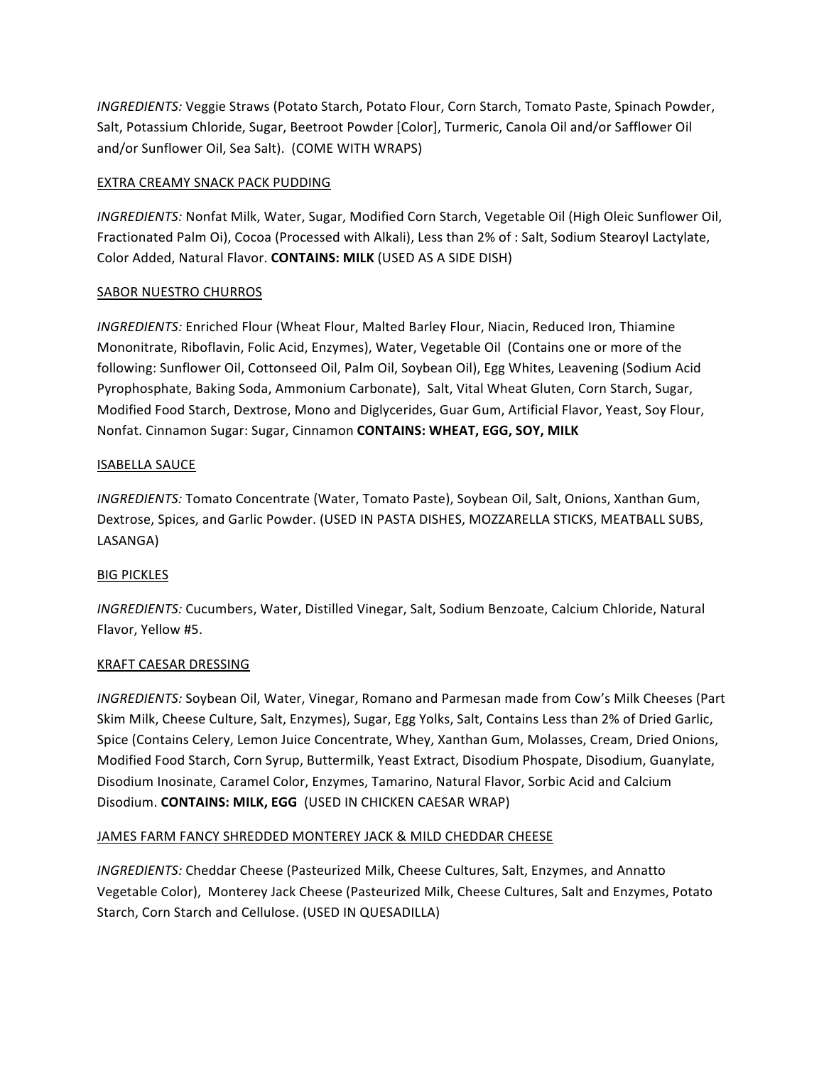*INGREDIENTS:* Veggie Straws (Potato Starch, Potato Flour, Corn Starch, Tomato Paste, Spinach Powder, Salt, Potassium Chloride, Sugar, Beetroot Powder [Color], Turmeric, Canola Oil and/or Safflower Oil and/or Sunflower Oil, Sea Salt). (COME WITH WRAPS)

<u>EXTRA CREAMY SNACK PACK PUDDING</u>

*INGREDIENTS:* Nonfat Milk, Water, Sugar, Modified Corn Starch, Vegetable Oil (High Oleic Sunflower Oil, Fractionated Palm Oi), Cocoa (Processed with Alkali), Less than 2% of : Salt, Sodium Stearoyl Lactylate, Color Added, Natural Flavor. **CONTAINS: MILK** (USED AS A SIDE DISH)

<u>SABOR NUESTRO CHURROS</u>

*INGREDIENTS:* Enriched Flour (Wheat Flour, Malted Barley Flour, Niacin, Reduced Iron, Thiamine Mononitrate, Riboflavin, Folic Acid, Enzymes), Water, Vegetable Oil (Contains one or more of the following: Sunflower Oil, Cottonseed Oil, Palm Oil, Soybean Oil), Egg Whites, Leavening (Sodium Acid Pyrophosphate, Baking Soda, Ammonium Carbonate), Salt, Vital Wheat Gluten, Corn Starch, Sugar, Modified Food Starch, Dextrose, Mono and Diglycerides, Guar Gum, Artificial Flavor, Yeast, Soy Flour, Nonfat. Cinnamon Sugar: Sugar, Cinnamon **CONTAINS: WHEAT, EGG, SOY, MILK**

<u>ISABELLA SAUCE</u>

*INGREDIENTS:* Tomato Concentrate (Water, Tomato Paste), Soybean Oil, Salt, Onions, Xanthan Gum, Dextrose, Spices, and Garlic Powder. (USED IN PASTA DISHES, MOZZARELLA STICKS, MEATBALL SUBS, LASANGA)

<u>BIG PICKLES</u>

*INGREDIENTS:* Cucumbers, Water, Distilled Vinegar, Salt, Sodium Benzoate, Calcium Chloride, Natural Flavor, Yellow #5.

<u>KRAFT CAESAR DRESSING</u>

*INGREDIENTS:* Soybean Oil, Water, Vinegar, Romano and Parmesan made from Cow's Milk Cheeses (Part Skim Milk, Cheese Culture, Salt, Enzymes), Sugar, Egg Yolks, Salt, Contains Less than 2% of Dried Garlic, Spice (Contains Celery, Lemon Juice Concentrate, Whey, Xanthan Gum, Molasses, Cream, Dried Onions, Modified Food Starch, Corn Syrup, Buttermilk, Yeast Extract, Disodium Phospate, Disodium, Guanylate, Disodium Inosinate, Caramel Color, Enzymes, Tamarino, Natural Flavor, Sorbic Acid and Calcium Disodium. **CONTAINS: MILK, EGG** (USED IN CHICKEN CAESAR WRAP)

<u>JAMES FARM FANCY SHREDDED MONTEREY JACK & MILD CHEDDAR CHEESE</u>

*INGREDIENTS:* Cheddar Cheese (Pasteurized Milk, Cheese Cultures, Salt, Enzymes, and Annatto Vegetable Color), Monterey Jack Cheese (Pasteurized Milk, Cheese Cultures, Salt and Enzymes, Potato Starch, Corn Starch and Cellulose. (USED IN QUESADILLA)